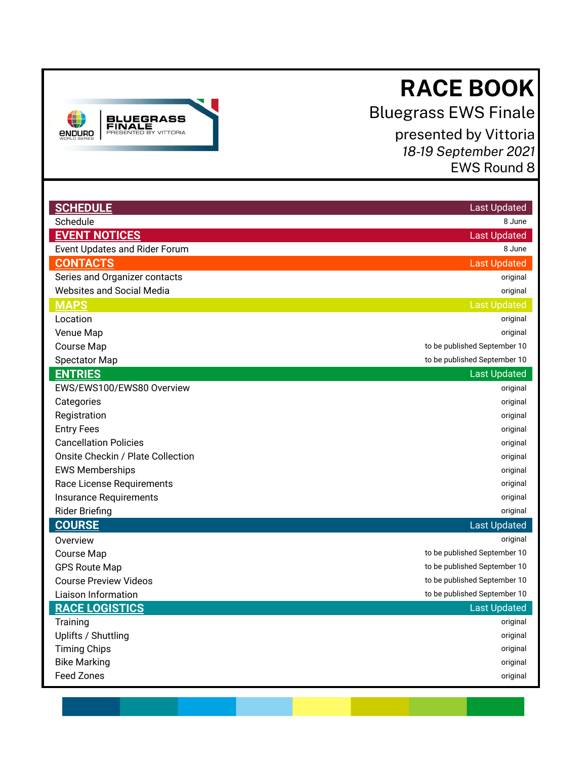# RACE BOOK

Bluegrass EWS Finale

presented by Vittoria

*18-19 September 2021*

EWS Round 8

| **SCHEDULE** | Last Updated |
|---|---|
| Schedule | 8 June |
| **EVENT NOTICES** | Last Updated |
| Event Updates and Rider Forum | 8 June |
| **CONTACTS** | Last Updated |
| Series and Organizer contacts | original |
| Websites and Social Media | original |
| **MAPS** | Last Updated |
| Location | original |
| Venue Map | original |
| Course Map | to be published September 10 |
| Spectator Map | to be published September 10 |
| **ENTRIES** | Last Updated |
| EWS/EWS100/EWS80 Overview | original |
| Categories | original |
| Registration | original |
| Entry Fees | original |
| Cancellation Policies | original |
| Onsite Checkin / Plate Collection | original |
| EWS Memberships | original |
| Race License Requirements | original |
| Insurance Requirements | original |
| Rider Briefing | original |
| **COURSE** | Last Updated |
| Overview | original |
| Course Map | to be published September 10 |
| GPS Route Map | to be published September 10 |
| Course Preview Videos | to be published September 10 |
| Liaison Information | to be published September 10 |
| **RACE LOGISTICS** | Last Updated |
| Training | original |
| Uplifts / Shuttling | original |
| Timing Chips | original |
| Bike Marking | original |
| Feed Zones | original |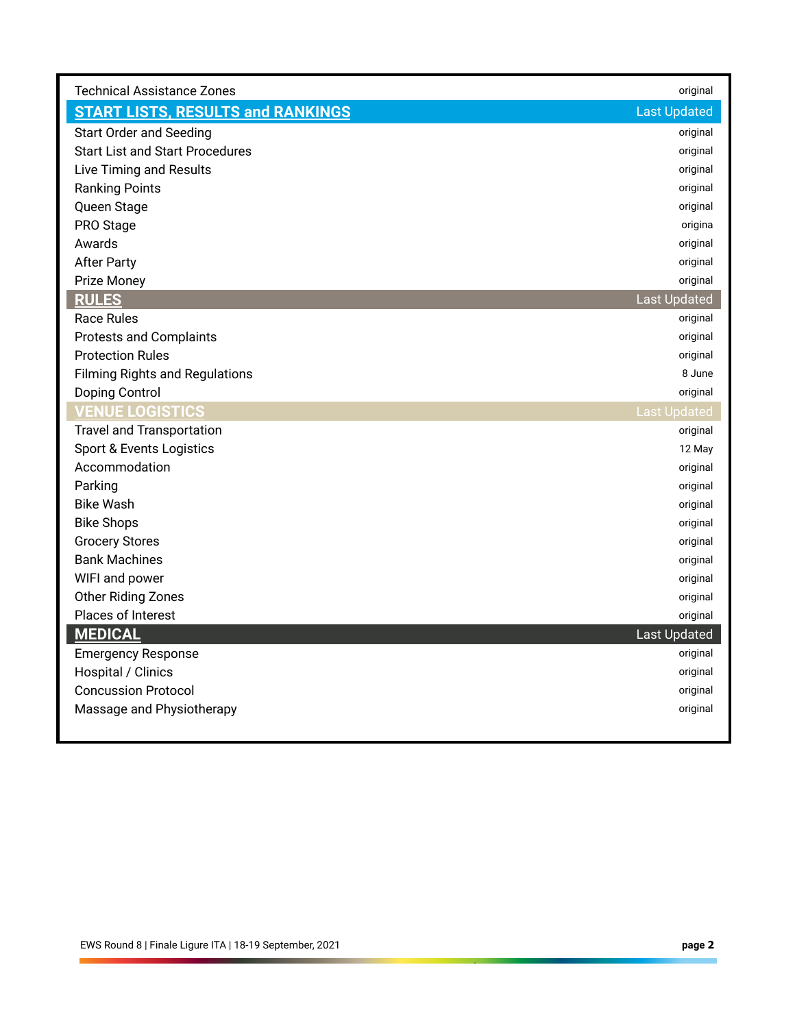| Technical Assistance Zones | original |
|---|---|
| **START LISTS, RESULTS and RANKINGS** | **Last Updated** |
| Start Order and Seeding | original |
| Start List and Start Procedures | original |
| Live Timing and Results | original |
| Ranking Points | original |
| Queen Stage | original |
| PRO Stage | origina |
| Awards | original |
| After Party | original |
| Prize Money | original |
| **RULES** | **Last Updated** |
| Race Rules | original |
| Protests and Complaints | original |
| Protection Rules | original |
| Filming Rights and Regulations | 8 June |
| Doping Control | original |
| **VENUE LOGISTICS** | **Last Updated** |
| Travel and Transportation | original |
| Sport & Events Logistics | 12 May |
| Accommodation | original |
| Parking | original |
| Bike Wash | original |
| Bike Shops | original |
| Grocery Stores | original |
| Bank Machines | original |
| WIFI and power | original |
| Other Riding Zones | original |
| Places of Interest | original |
| **MEDICAL** | **Last Updated** |
| Emergency Response | original |
| Hospital / Clinics | original |
| Concussion Protocol | original |
| Massage and Physiotherapy | original |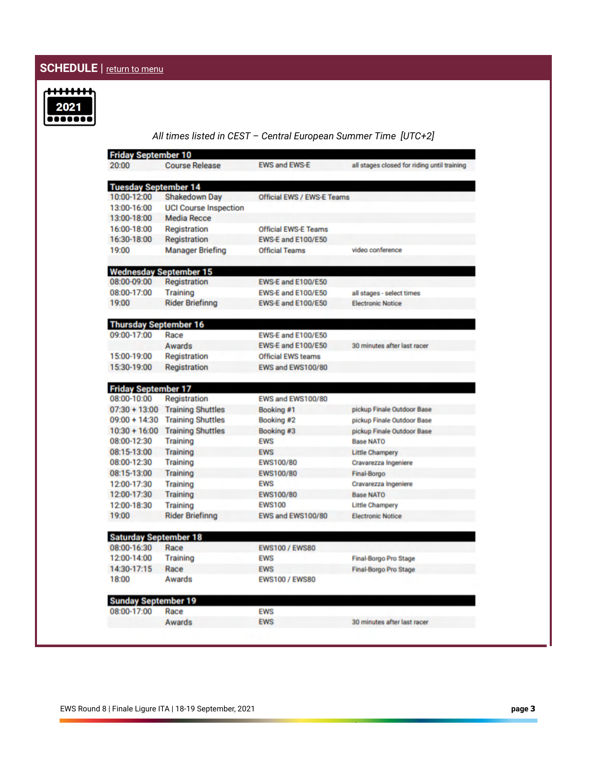## SCHEDULE | return to menu

2021

*All times listed in CEST – Central European Summer Time [UTC+2]*

| **Friday September 10** | | | |
|---|---|---|---|
| 20:00 | Course Release | EWS and EWS-E | all stages closed for riding until training |

| **Tuesday September 14** | | | |
|---|---|---|---|
| 10:00-12:00 | Shakedown Day | Official EWS / EWS-E Teams | |
| 13:00-16:00 | UCI Course Inspection | | |
| 13:00-18:00 | Media Recce | | |
| 16:00-18:00 | Registration | Official EWS-E Teams | |
| 16:30-18:00 | Registration | EWS-E and E100/E50 | |
| 19:00 | Manager Briefing | Official Teams | video conference |

| **Wednesday September 15** | | | |
|---|---|---|---|
| 08:00-09:00 | Registration | EWS-E and E100/E50 | |
| 08:00-17:00 | Training | EWS-E and E100/E50 | all stages - select times |
| 19:00 | Rider Briefinng | EWS-E and E100/E50 | Electronic Notice |

| **Thursday September 16** | | | |
|---|---|---|---|
| 09:00-17:00 | Race | EWS-E and E100/E50 | |
| | Awards | EWS-E and E100/E50 | 30 minutes after last racer |
| 15:00-19:00 | Registration | Official EWS teams | |
| 15:30-19:00 | Registration | EWS and EWS100/80 | |

| **Friday September 17** | | | |
|---|---|---|---|
| 08:00-10:00 | Registration | EWS and EWS100/80 | |
| 07:30 + 13:00 | Training Shuttles | Booking #1 | pickup Finale Outdoor Base |
| 09:00 + 14:30 | Training Shuttles | Booking #2 | pickup Finale Outdoor Base |
| 10:30 + 16:00 | Training Shuttles | Booking #3 | pickup Finale Outdoor Base |
| 08:00-12:30 | Training | EWS | Base NATO |
| 08:15-13:00 | Training | EWS | Little Champery |
| 08:00-12:30 | Training | EWS100/80 | Cravarezza Ingeniere |
| 08:15-13:00 | Training | EWS100/80 | Final-Borgo |
| 12:00-17:30 | Training | EWS | Cravarezza Ingeniere |
| 12:00-17:30 | Training | EWS100/80 | Base NATO |
| 12:00-18:30 | Training | EWS100 | Little Champery |
| 19:00 | Rider Briefinng | EWS and EWS100/80 | Electronic Notice |

| **Saturday September 18** | | | |
|---|---|---|---|
| 08:00-16:30 | Race | EWS100 / EWS80 | |
| 12:00-14:00 | Training | EWS | Final-Borgo Pro Stage |
| 14:30-17:15 | Race | EWS | Final-Borgo Pro Stage |
| 18:00 | Awards | EWS100 / EWS80 | |

| **Sunday September 19** | | | |
|---|---|---|---|
| 08:00-17:00 | Race | EWS | |
| | Awards | EWS | 30 minutes after last racer |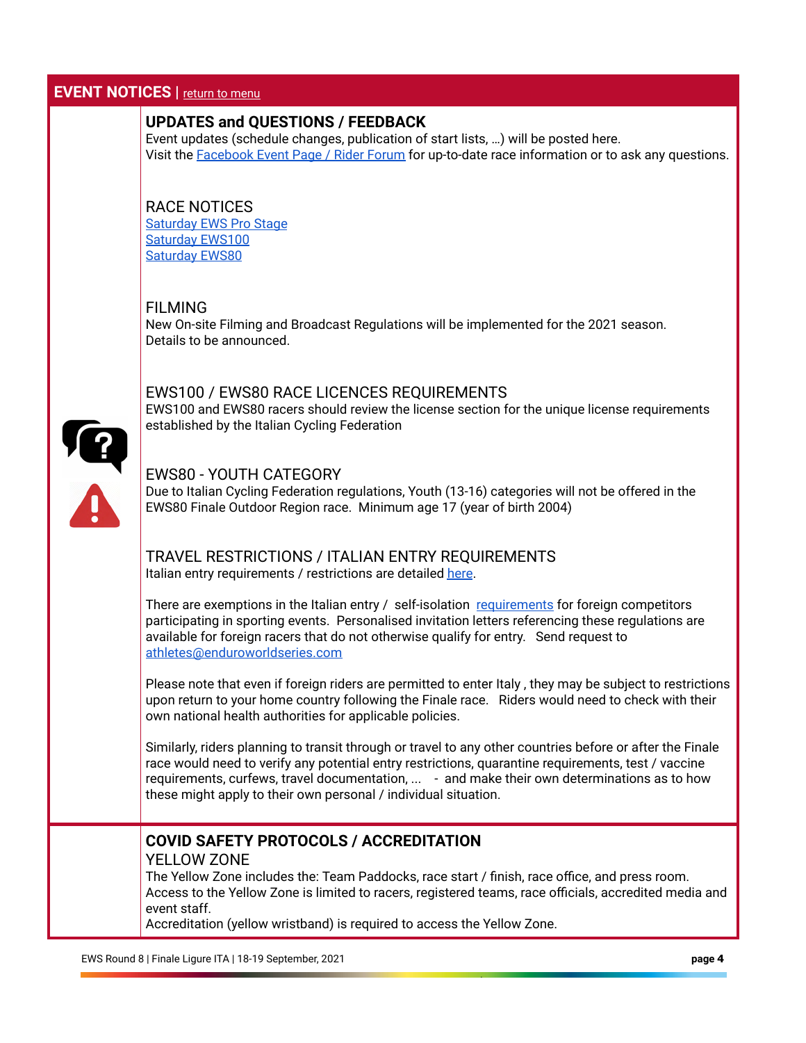## EVENT NOTICES | return to menu

### UPDATES and QUESTIONS / FEEDBACK

Event updates (schedule changes, publication of start lists, …) will be posted here.
Visit the Facebook Event Page / Rider Forum for up-to-date race information or to ask any questions.

### RACE NOTICES

Saturday EWS Pro Stage
Saturday EWS100
Saturday EWS80

### FILMING

New On-site Filming and Broadcast Regulations will be implemented for the 2021 season.
Details to be announced.

### EWS100 / EWS80 RACE LICENCES REQUIREMENTS

EWS100 and EWS80 racers should review the license section for the unique license requirements established by the Italian Cycling Federation

### EWS80 - YOUTH CATEGORY

Due to Italian Cycling Federation regulations, Youth (13-16) categories will not be offered in the EWS80 Finale Outdoor Region race. Minimum age 17 (year of birth 2004)

### TRAVEL RESTRICTIONS / ITALIAN ENTRY REQUIREMENTS

Italian entry requirements / restrictions are detailed here.

There are exemptions in the Italian entry / self-isolation requirements for foreign competitors participating in sporting events. Personalised invitation letters referencing these regulations are available for foreign racers that do not otherwise qualify for entry. Send request to athletes@enduroworldseries.com

Please note that even if foreign riders are permitted to enter Italy , they may be subject to restrictions upon return to your home country following the Finale race. Riders would need to check with their own national health authorities for applicable policies.

Similarly, riders planning to transit through or travel to any other countries before or after the Finale race would need to verify any potential entry restrictions, quarantine requirements, test / vaccine requirements, curfews, travel documentation, ... - and make their own determinations as to how these might apply to their own personal / individual situation.

### COVID SAFETY PROTOCOLS / ACCREDITATION

#### YELLOW ZONE

The Yellow Zone includes the: Team Paddocks, race start / finish, race office, and press room.
Access to the Yellow Zone is limited to racers, registered teams, race officials, accredited media and event staff.
Accreditation (yellow wristband) is required to access the Yellow Zone.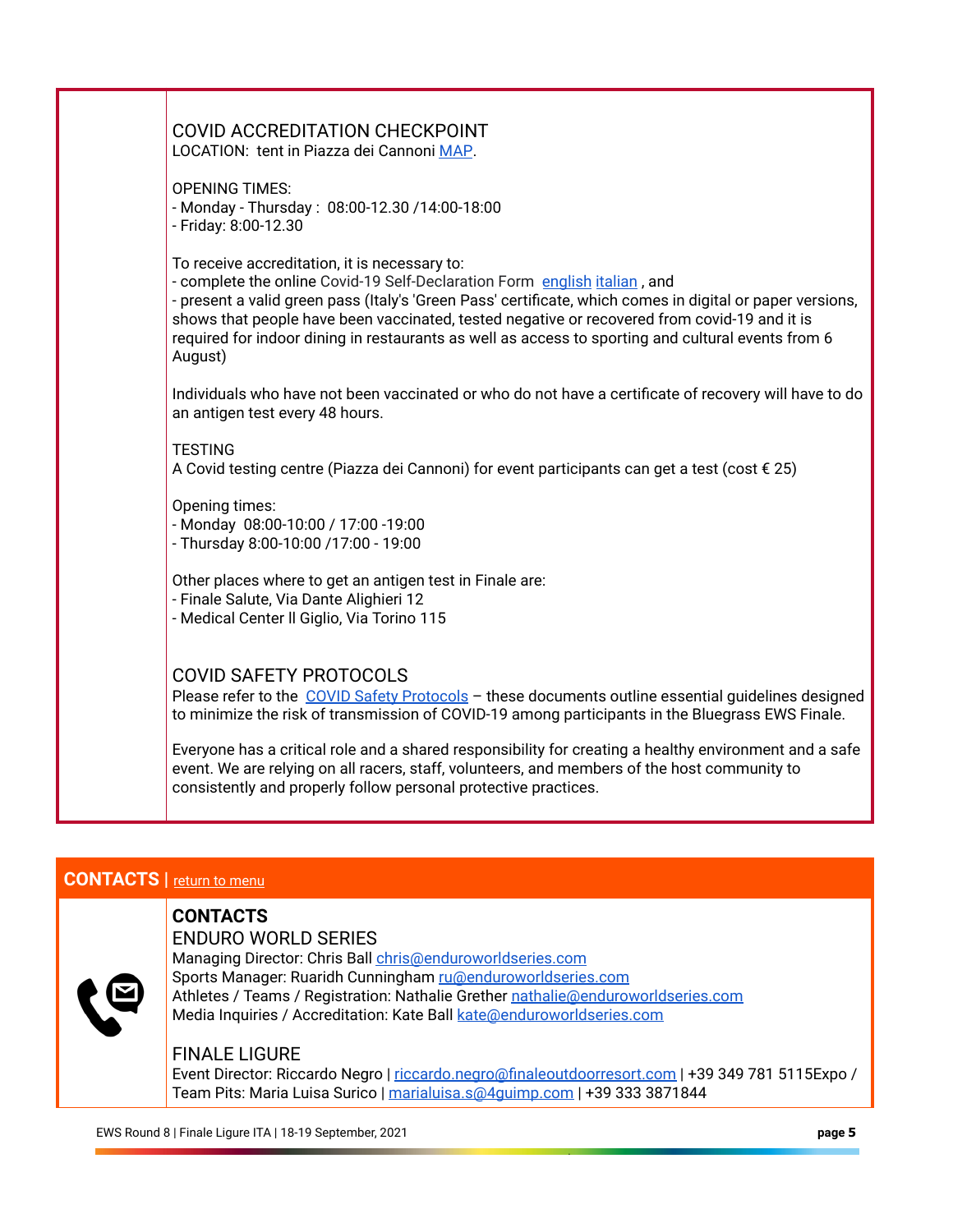## COVID ACCREDITATION CHECKPOINT

LOCATION: tent in Piazza dei Cannoni MAP.

OPENING TIMES:
- Monday - Thursday : 08:00-12.30 /14:00-18:00
- Friday: 8:00-12.30

To receive accreditation, it is necessary to:
- complete the online Covid-19 Self-Declaration Form english italian , and
- present a valid green pass (Italy's 'Green Pass' certificate, which comes in digital or paper versions, shows that people have been vaccinated, tested negative or recovered from covid-19 and it is required for indoor dining in restaurants as well as access to sporting and cultural events from 6 August)

Individuals who have not been vaccinated or who do not have a certificate of recovery will have to do an antigen test every 48 hours.

TESTING

A Covid testing centre (Piazza dei Cannoni) for event participants can get a test (cost € 25)

Opening times:
- Monday 08:00-10:00 / 17:00 -19:00
- Thursday 8:00-10:00 /17:00 - 19:00

Other places where to get an antigen test in Finale are:
- Finale Salute, Via Dante Alighieri 12
- Medical Center Il Giglio, Via Torino 115

## COVID SAFETY PROTOCOLS

Please refer to the COVID Safety Protocols – these documents outline essential guidelines designed to minimize the risk of transmission of COVID-19 among participants in the Bluegrass EWS Finale.

Everyone has a critical role and a shared responsibility for creating a healthy environment and a safe event. We are relying on all racers, staff, volunteers, and members of the host community to consistently and properly follow personal protective practices.

## CONTACTS | return to menu

### CONTACTS

ENDURO WORLD SERIES

Managing Director: Chris Ball chris@enduroworldseries.com
Sports Manager: Ruaridh Cunningham ru@enduroworldseries.com
Athletes / Teams / Registration: Nathalie Grether nathalie@enduroworldseries.com
Media Inquiries / Accreditation: Kate Ball kate@enduroworldseries.com

FINALE LIGURE

Event Director: Riccardo Negro | riccardo.negro@finaleoutdoorresort.com | +39 349 781 5115Expo / Team Pits: Maria Luisa Surico | marialuisa.s@4guimp.com | +39 333 3871844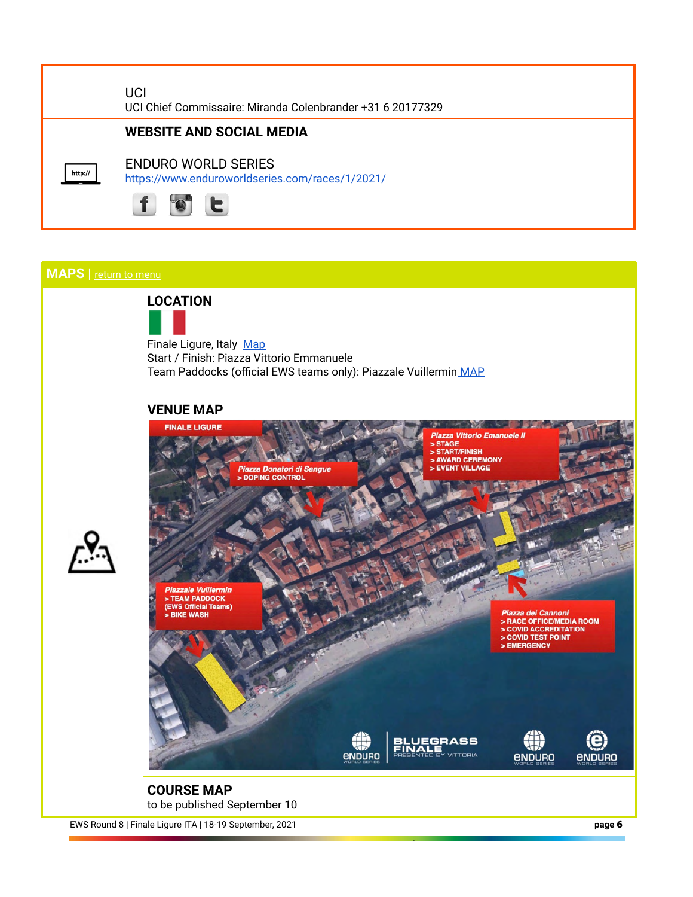UCI
UCI Chief Commissaire: Miranda Colenbrander +31 6 20177329

**WEBSITE AND SOCIAL MEDIA**

ENDURO WORLD SERIES
https://www.enduroworldseries.com/races/1/2021/

## MAPS | return to menu

### LOCATION

Finale Ligure, Italy Map
Start / Finish: Piazza Vittorio Emmanuele
Team Paddocks (official EWS teams only): Piazzale Vuillermin MAP

### VENUE MAP

### COURSE MAP

to be published September 10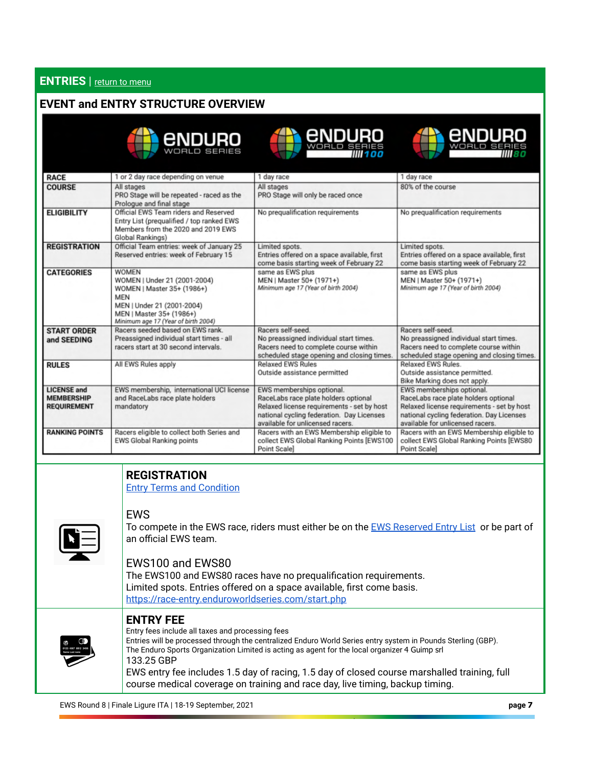## ENTRIES | return to menu

### EVENT and ENTRY STRUCTURE OVERVIEW

| | ENDURO WORLD SERIES | ENDURO WORLD SERIES 100 | ENDURO WORLD SERIES 80 |
|---|---|---|---|
| **RACE** | 1 or 2 day race depending on venue | 1 day race | 1 day race |
| **COURSE** | All stages<br>PRO Stage will be repeated - raced as the Prologue and final stage | All stages<br>PRO Stage will only be raced once | 80% of the course |
| **ELIGIBILITY** | Official EWS Team riders and Reserved Entry List (prequalified / top ranked EWS Members from the 2020 and 2019 EWS Global Rankings) | No prequalification requirements | No prequalification requirements |
| **REGISTRATION** | Official Team entries: week of January 25<br>Reserved entries: week of February 15 | Limited spots.<br>Entries offered on a space available, first come basis starting week of February 22 | Limited spots.<br>Entries offered on a space available, first come basis starting week of February 22 |
| **CATEGORIES** | WOMEN<br>WOMEN \| Under 21 (2001-2004)<br>WOMEN \| Master 35+ (1986+)<br>MEN<br>MEN \| Under 21 (2001-2004)<br>MEN \| Master 35+ (1986+)<br>*Minimum age 17 (Year of birth 2004)* | same as EWS plus<br>MEN \| Master 50+ (1971+)<br>*Minimum age 17 (Year of birth 2004)* | same as EWS plus<br>MEN \| Master 50+ (1971+)<br>*Minimum age 17 (Year of birth 2004)* |
| **START ORDER and SEEDING** | Racers seeded based on EWS rank.<br>Preassigned individual start times - all racers start at 30 second intervals. | Racers self-seed.<br>No preassigned individual start times.<br>Racers need to complete course within scheduled stage opening and closing times. | Racers self-seed.<br>No preassigned individual start times.<br>Racers need to complete course within scheduled stage opening and closing times. |
| **RULES** | All EWS Rules apply | Relaxed EWS Rules<br>Outside assistance permitted | Relaxed EWS Rules.<br>Outside assistance permitted.<br>Bike Marking does not apply. |
| **LICENSE and MEMBERSHIP REQUIREMENT** | EWS membership, international UCI license and RaceLabs race plate holders mandatory | EWS memberships optional.<br>RaceLabs race plate holders optional<br>Relaxed license requirements - set by host national cycling federation. Day Licenses available for unlicensed racers. | EWS memberships optional.<br>RaceLabs race plate holders optional<br>Relaxed license requirements - set by host national cycling federation. Day Licenses available for unlicensed racers. |
| **RANKING POINTS** | Racers eligible to collect both Series and EWS Global Ranking points | Racers with an EWS Membership eligible to collect EWS Global Ranking Points [EWS100 Point Scale] | Racers with an EWS Membership eligible to collect EWS Global Ranking Points [EWS80 Point Scale] |

### REGISTRATION

Entry Terms and Condition

EWS

To compete in the EWS race, riders must either be on the EWS Reserved Entry List or be part of an official EWS team.

EWS100 and EWS80

The EWS100 and EWS80 races have no prequalification requirements.
Limited spots. Entries offered on a space available, first come basis.
https://race-entry.enduroworldseries.com/start.php

### ENTRY FEE

Entry fees include all taxes and processing fees
Entries will be processed through the centralized Enduro World Series entry system in Pounds Sterling (GBP).
The Enduro Sports Organization Limited is acting as agent for the local organizer 4 Guimp srl

133.25 GBP

EWS entry fee includes 1.5 day of racing, 1.5 day of closed course marshalled training, full course medical coverage on training and race day, live timing, backup timing.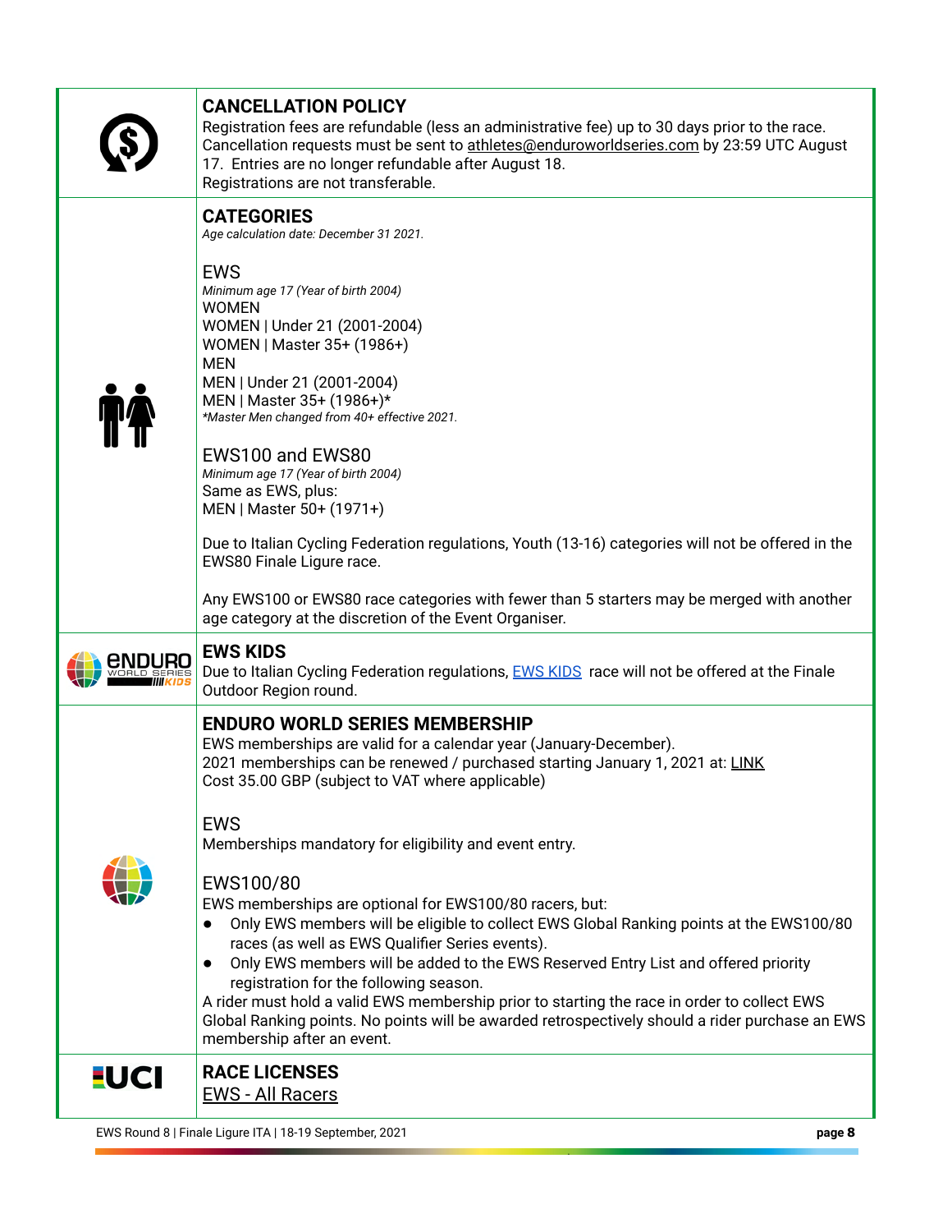## CANCELLATION POLICY

Registration fees are refundable (less an administrative fee) up to 30 days prior to the race. Cancellation requests must be sent to athletes@enduroworldseries.com by 23:59 UTC August 17. Entries are no longer refundable after August 18.
Registrations are not transferable.

## CATEGORIES

*Age calculation date: December 31 2021.*

### EWS

*Minimum age 17 (Year of birth 2004)*

WOMEN
WOMEN | Under 21 (2001-2004)
WOMEN | Master 35+ (1986+)
MEN
MEN | Under 21 (2001-2004)
MEN | Master 35+ (1986+)*

*\*Master Men changed from 40+ effective 2021.*

### EWS100 and EWS80

*Minimum age 17 (Year of birth 2004)*

Same as EWS, plus:
MEN | Master 50+ (1971+)

Due to Italian Cycling Federation regulations, Youth (13-16) categories will not be offered in the EWS80 Finale Ligure race.

Any EWS100 or EWS80 race categories with fewer than 5 starters may be merged with another age category at the discretion of the Event Organiser.

## EWS KIDS

Due to Italian Cycling Federation regulations, EWS KIDS race will not be offered at the Finale Outdoor Region round.

## ENDURO WORLD SERIES MEMBERSHIP

EWS memberships are valid for a calendar year (January-December).
2021 memberships can be renewed / purchased starting January 1, 2021 at: LINK
Cost 35.00 GBP (subject to VAT where applicable)

### EWS

Memberships mandatory for eligibility and event entry.

### EWS100/80

EWS memberships are optional for EWS100/80 racers, but:

- Only EWS members will be eligible to collect EWS Global Ranking points at the EWS100/80 races (as well as EWS Qualifier Series events).
- Only EWS members will be added to the EWS Reserved Entry List and offered priority registration for the following season.

A rider must hold a valid EWS membership prior to starting the race in order to collect EWS Global Ranking points. No points will be awarded retrospectively should a rider purchase an EWS membership after an event.

## RACE LICENSES

EWS - All Racers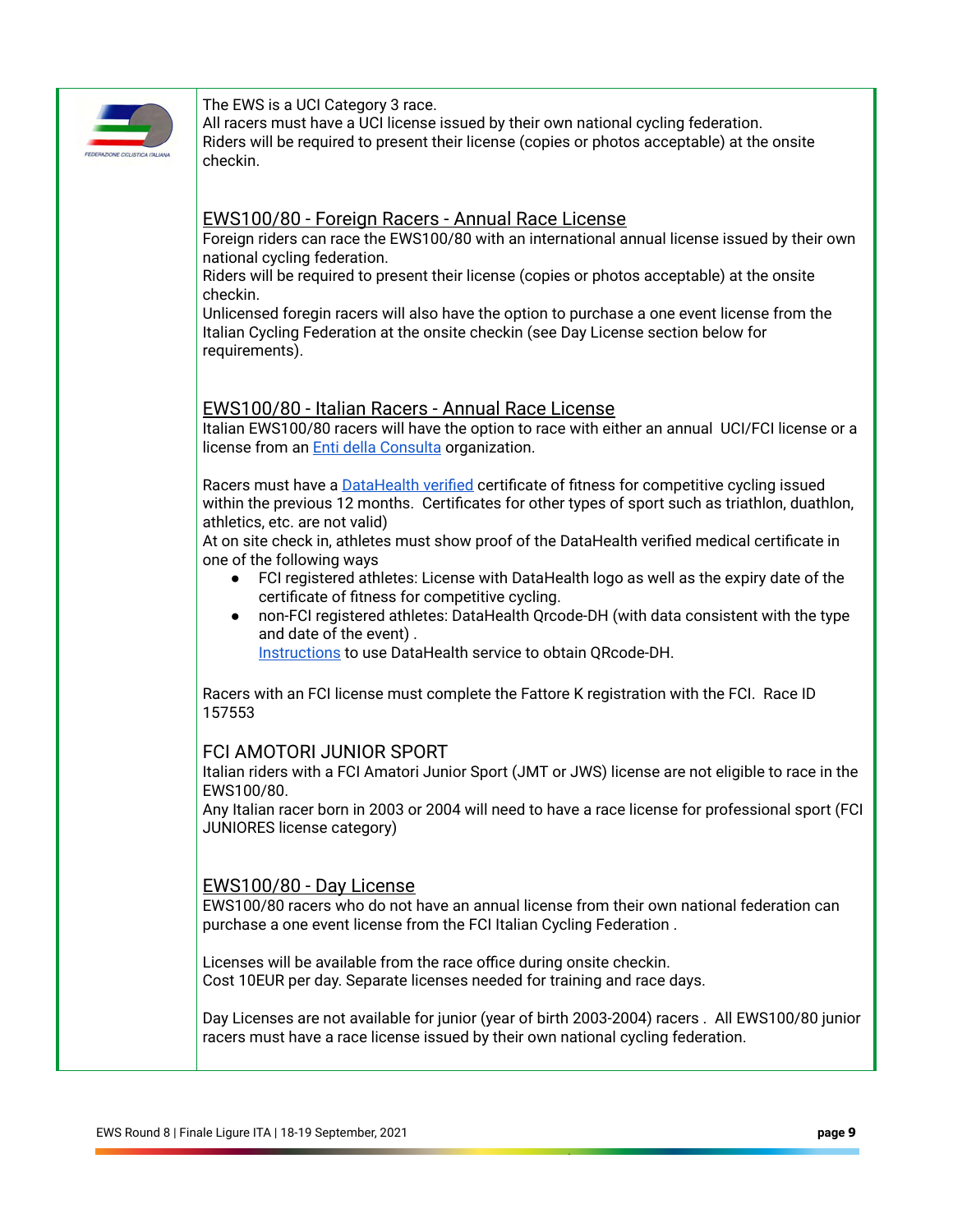The EWS is a UCI Category 3 race.
All racers must have a UCI license issued by their own national cycling federation.
Riders will be required to present their license (copies or photos acceptable) at the onsite checkin.

## EWS100/80 - Foreign Racers - Annual Race License

Foreign riders can race the EWS100/80 with an international annual license issued by their own national cycling federation.
Riders will be required to present their license (copies or photos acceptable) at the onsite checkin.
Unlicensed foregin racers will also have the option to purchase a one event license from the Italian Cycling Federation at the onsite checkin (see Day License section below for requirements).

## EWS100/80 - Italian Racers - Annual Race License

Italian EWS100/80 racers will have the option to race with either an annual UCI/FCI license or a license from an Enti della Consulta organization.

Racers must have a DataHealth verified certificate of fitness for competitive cycling issued within the previous 12 months. Certificates for other types of sport such as triathlon, duathlon, athletics, etc. are not valid)
At on site check in, athletes must show proof of the DataHealth verified medical certificate in one of the following ways

- FCI registered athletes: License with DataHealth logo as well as the expiry date of the certificate of fitness for competitive cycling.
- non-FCI registered athletes: DataHealth Qrcode-DH (with data consistent with the type and date of the event) .
  Instructions to use DataHealth service to obtain QRcode-DH.

Racers with an FCI license must complete the Fattore K registration with the FCI. Race ID 157553

## FCI AMOTORI JUNIOR SPORT

Italian riders with a FCI Amatori Junior Sport (JMT or JWS) license are not eligible to race in the EWS100/80.
Any Italian racer born in 2003 or 2004 will need to have a race license for professional sport (FCI JUNIORES license category)

## EWS100/80 - Day License

EWS100/80 racers who do not have an annual license from their own national federation can purchase a one event license from the FCI Italian Cycling Federation .

Licenses will be available from the race office during onsite checkin.
Cost 10EUR per day. Separate licenses needed for training and race days.

Day Licenses are not available for junior (year of birth 2003-2004) racers . All EWS100/80 junior racers must have a race license issued by their own national cycling federation.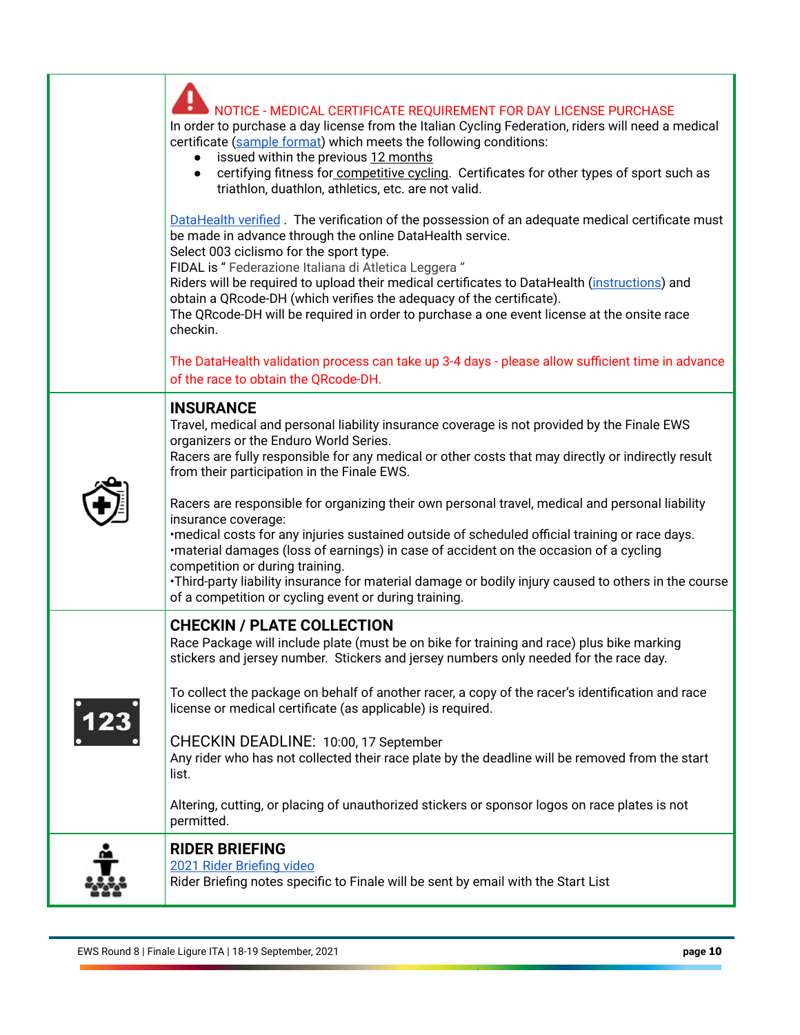NOTICE - MEDICAL CERTIFICATE REQUIREMENT FOR DAY LICENSE PURCHASE

In order to purchase a day license from the Italian Cycling Federation, riders will need a medical certificate (sample format) which meets the following conditions:

- issued within the previous 12 months
- certifying fitness for competitive cycling. Certificates for other types of sport such as triathlon, duathlon, athletics, etc. are not valid.

DataHealth verified . The verification of the possession of an adequate medical certificate must be made in advance through the online DataHealth service.
Select 003 ciclismo for the sport type.
FIDAL is " Federazione Italiana di Atletica Leggera "
Riders will be required to upload their medical certificates to DataHealth (instructions) and obtain a QRcode-DH (which verifies the adequacy of the certificate).
The QRcode-DH will be required in order to purchase a one event license at the onsite race checkin.

The DataHealth validation process can take up 3-4 days - please allow sufficient time in advance of the race to obtain the QRcode-DH.

## INSURANCE

Travel, medical and personal liability insurance coverage is not provided by the Finale EWS organizers or the Enduro World Series.
Racers are fully responsible for any medical or other costs that may directly or indirectly result from their participation in the Finale EWS.

Racers are responsible for organizing their own personal travel, medical and personal liability insurance coverage:
•medical costs for any injuries sustained outside of scheduled official training or race days.
•material damages (loss of earnings) in case of accident on the occasion of a cycling competition or during training.
•Third-party liability insurance for material damage or bodily injury caused to others in the course of a competition or cycling event or during training.

## CHECKIN / PLATE COLLECTION

Race Package will include plate (must be on bike for training and race) plus bike marking stickers and jersey number. Stickers and jersey numbers only needed for the race day.

To collect the package on behalf of another racer, a copy of the racer's identification and race license or medical certificate (as applicable) is required.

CHECKIN DEADLINE: 10:00, 17 September
Any rider who has not collected their race plate by the deadline will be removed from the start list.

Altering, cutting, or placing of unauthorized stickers or sponsor logos on race plates is not permitted.

## RIDER BRIEFING

2021 Rider Briefing video
Rider Briefing notes specific to Finale will be sent by email with the Start List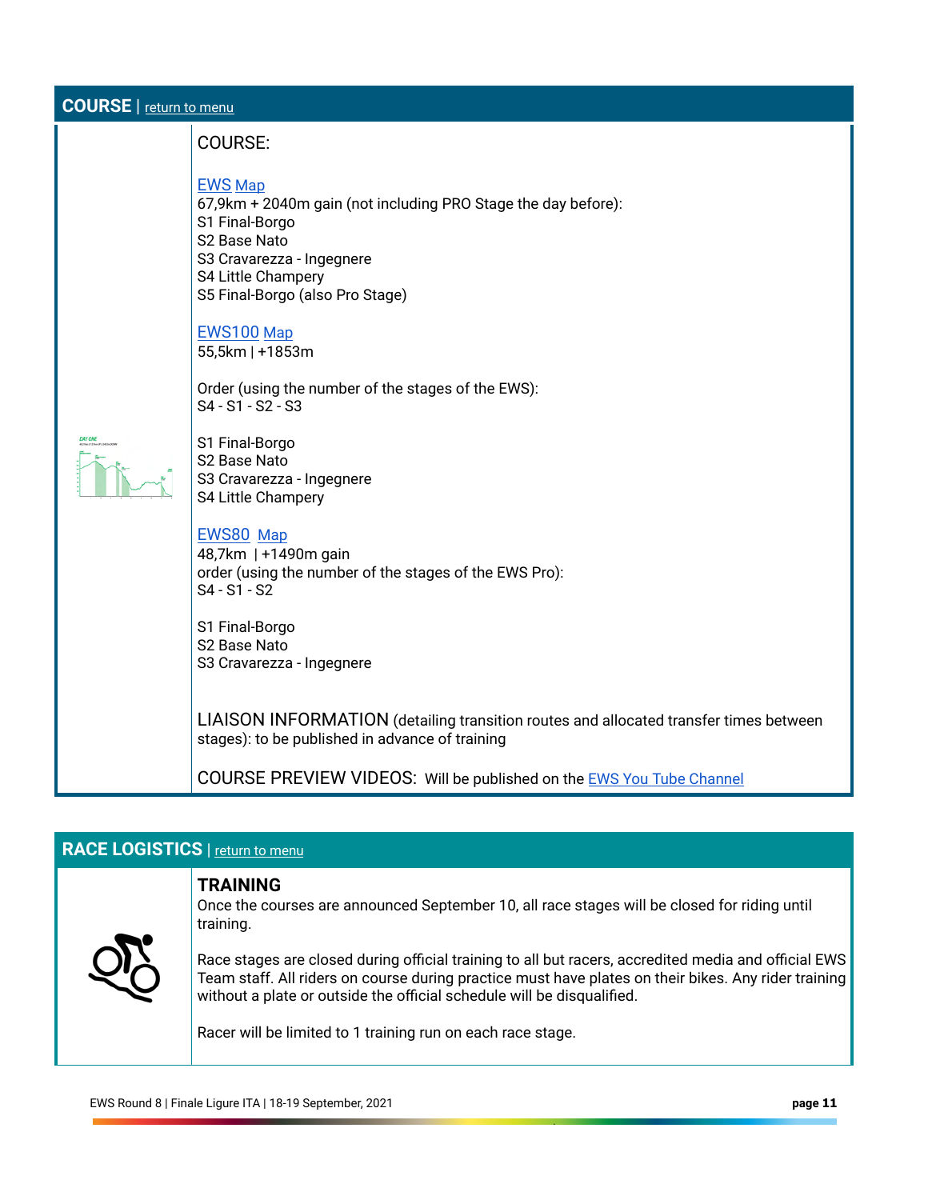## COURSE | return to menu

COURSE:

EWS Map
67,9km + 2040m gain (not including PRO Stage the day before):
S1 Final-Borgo
S2 Base Nato
S3 Cravarezza - Ingegnere
S4 Little Champery
S5 Final-Borgo (also Pro Stage)

EWS100 Map
55,5km | +1853m

Order (using the number of the stages of the EWS):
S4 - S1 - S2 - S3

S1 Final-Borgo
S2 Base Nato
S3 Cravarezza - Ingegnere
S4 Little Champery

EWS80 Map
48,7km | +1490m gain
order (using the number of the stages of the EWS Pro):
S4 - S1 - S2

S1 Final-Borgo
S2 Base Nato
S3 Cravarezza - Ingegnere

LIAISON INFORMATION (detailing transition routes and allocated transfer times between stages): to be published in advance of training

COURSE PREVIEW VIDEOS: Will be published on the EWS You Tube Channel

## RACE LOGISTICS | return to menu

**TRAINING**

Once the courses are announced September 10, all race stages will be closed for riding until training.

Race stages are closed during official training to all but racers, accredited media and official EWS Team staff. All riders on course during practice must have plates on their bikes. Any rider training without a plate or outside the official schedule will be disqualified.

Racer will be limited to 1 training run on each race stage.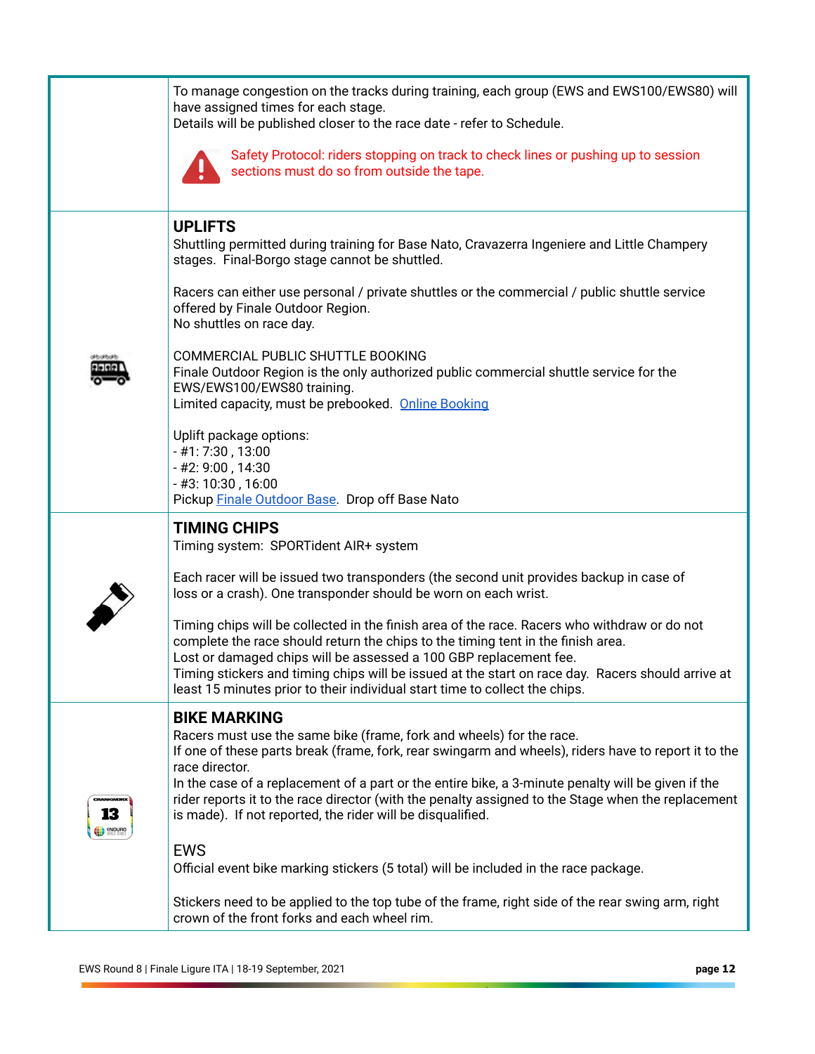To manage congestion on the tracks during training, each group (EWS and EWS100/EWS80) will have assigned times for each stage.
Details will be published closer to the race date - refer to Schedule.

Safety Protocol: riders stopping on track to check lines or pushing up to session sections must do so from outside the tape.

## UPLIFTS

Shuttling permitted during training for Base Nato, Cravazerra Ingeniere and Little Champery stages. Final-Borgo stage cannot be shuttled.

Racers can either use personal / private shuttles or the commercial / public shuttle service offered by Finale Outdoor Region.
No shuttles on race day.

COMMERCIAL PUBLIC SHUTTLE BOOKING
Finale Outdoor Region is the only authorized public commercial shuttle service for the EWS/EWS100/EWS80 training.
Limited capacity, must be prebooked. Online Booking

Uplift package options:
- #1: 7:30 , 13:00
- #2: 9:00 , 14:30
- #3: 10:30 , 16:00

Pickup Finale Outdoor Base. Drop off Base Nato

## TIMING CHIPS

Timing system: SPORTident AIR+ system

Each racer will be issued two transponders (the second unit provides backup in case of loss or a crash). One transponder should be worn on each wrist.

Timing chips will be collected in the finish area of the race. Racers who withdraw or do not complete the race should return the chips to the timing tent in the finish area.
Lost or damaged chips will be assessed a 100 GBP replacement fee.
Timing stickers and timing chips will be issued at the start on race day. Racers should arrive at least 15 minutes prior to their individual start time to collect the chips.

## BIKE MARKING

Racers must use the same bike (frame, fork and wheels) for the race.
If one of these parts break (frame, fork, rear swingarm and wheels), riders have to report it to the race director.
In the case of a replacement of a part or the entire bike, a 3-minute penalty will be given if the rider reports it to the race director (with the penalty assigned to the Stage when the replacement is made). If not reported, the rider will be disqualified.

EWS
Official event bike marking stickers (5 total) will be included in the race package.

Stickers need to be applied to the top tube of the frame, right side of the rear swing arm, right crown of the front forks and each wheel rim.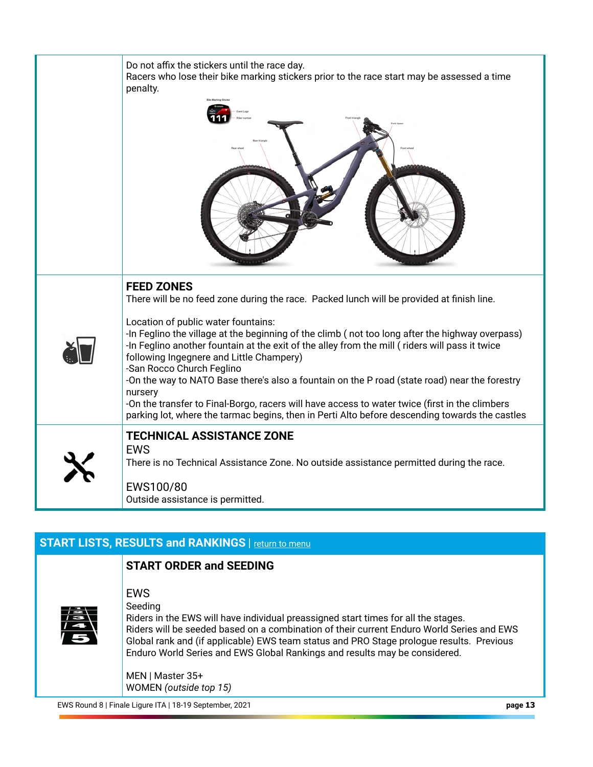Do not affix the stickers until the race day.
Racers who lose their bike marking stickers prior to the race start may be assessed a time penalty.

## FEED ZONES

There will be no feed zone during the race. Packed lunch will be provided at finish line.

Location of public water fountains:
-In Feglino the village at the beginning of the climb ( not too long after the highway overpass)
-In Feglino another fountain at the exit of the alley from the mill ( riders will pass it twice following Ingegnere and Little Champery)
-San Rocco Church Feglino
-On the way to NATO Base there's also a fountain on the P road (state road) near the forestry nursery
-On the transfer to Final-Borgo, racers will have access to water twice (first in the climbers parking lot, where the tarmac begins, then in Perti Alto before descending towards the castles

## TECHNICAL ASSISTANCE ZONE

EWS
There is no Technical Assistance Zone. No outside assistance permitted during the race.

EWS100/80
Outside assistance is permitted.

# START LISTS, RESULTS and RANKINGS | return to menu

## START ORDER and SEEDING

EWS
Seeding
Riders in the EWS will have individual preassigned start times for all the stages.
Riders will be seeded based on a combination of their current Enduro World Series and EWS Global rank and (if applicable) EWS team status and PRO Stage prologue results. Previous Enduro World Series and EWS Global Rankings and results may be considered.

MEN | Master 35+
WOMEN *(outside top 15)*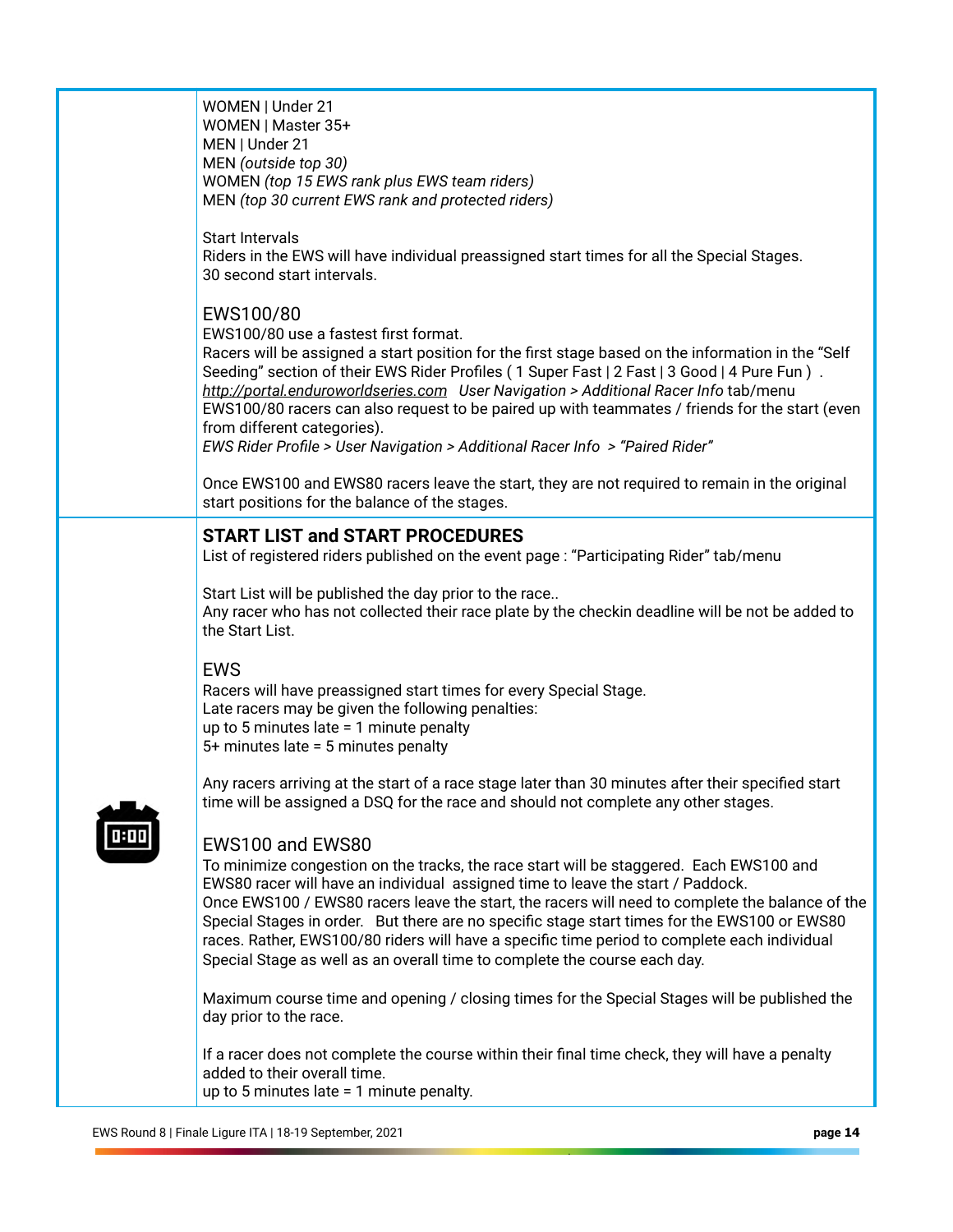WOMEN | Under 21
WOMEN | Master 35+
MEN | Under 21
MEN *(outside top 30)*
WOMEN *(top 15 EWS rank plus EWS team riders)*
MEN *(top 30 current EWS rank and protected riders)*

Start Intervals
Riders in the EWS will have individual preassigned start times for all the Special Stages.
30 second start intervals.

### EWS100/80

EWS100/80 use a fastest first format.
Racers will be assigned a start position for the first stage based on the information in the "Self Seeding" section of their EWS Rider Profiles ( 1 Super Fast | 2 Fast | 3 Good | 4 Pure Fun ) .
*http://portal.enduroworldseries.com  User Navigation > Additional Racer Info* tab/menu
EWS100/80 racers can also request to be paired up with teammates / friends for the start (even from different categories).
*EWS Rider Profile > User Navigation > Additional Racer Info  > "Paired Rider"*

Once EWS100 and EWS80 racers leave the start, they are not required to remain in the original start positions for the balance of the stages.

## START LIST and START PROCEDURES

List of registered riders published on the event page : "Participating Rider" tab/menu

Start List will be published the day prior to the race..
Any racer who has not collected their race plate by the checkin deadline will be not be added to the Start List.

### EWS

Racers will have preassigned start times for every Special Stage.
Late racers may be given the following penalties:
up to 5 minutes late = 1 minute penalty
5+ minutes late = 5 minutes penalty

Any racers arriving at the start of a race stage later than 30 minutes after their specified start time will be assigned a DSQ for the race and should not complete any other stages.

### EWS100 and EWS80

To minimize congestion on the tracks, the race start will be staggered.  Each EWS100 and EWS80 racer will have an individual  assigned time to leave the start / Paddock.
Once EWS100 / EWS80 racers leave the start, the racers will need to complete the balance of the Special Stages in order.   But there are no specific stage start times for the EWS100 or EWS80 races. Rather, EWS100/80 riders will have a specific time period to complete each individual Special Stage as well as an overall time to complete the course each day.

Maximum course time and opening / closing times for the Special Stages will be published the day prior to the race.

If a racer does not complete the course within their final time check, they will have a penalty added to their overall time.
up to 5 minutes late = 1 minute penalty.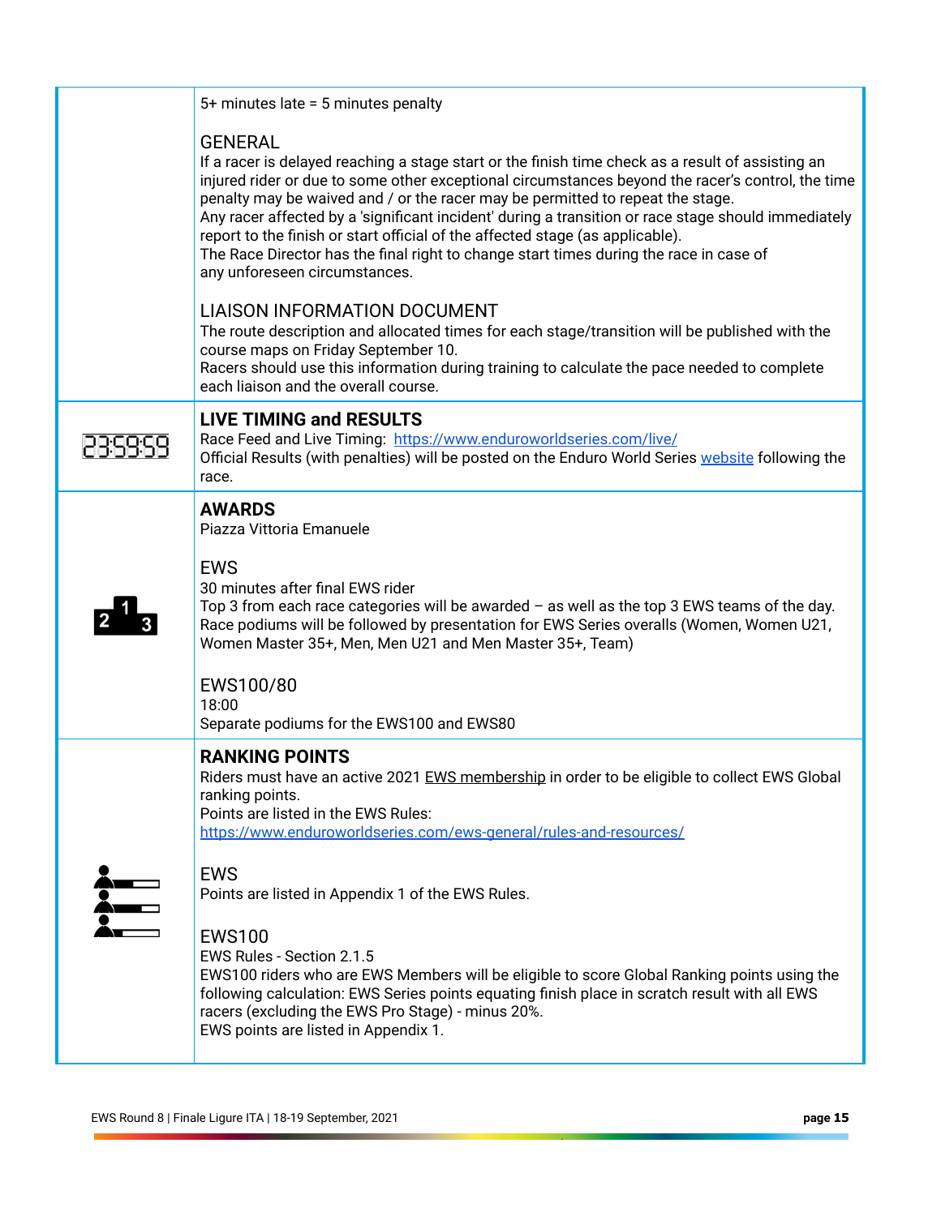5+ minutes late = 5 minutes penalty

GENERAL
If a racer is delayed reaching a stage start or the finish time check as a result of assisting an injured rider or due to some other exceptional circumstances beyond the racer's control, the time penalty may be waived and / or the racer may be permitted to repeat the stage.
Any racer affected by a 'significant incident' during a transition or race stage should immediately report to the finish or start official of the affected stage (as applicable).
The Race Director has the final right to change start times during the race in case of any unforeseen circumstances.

LIAISON INFORMATION DOCUMENT
The route description and allocated times for each stage/transition will be published with the course maps on Friday September 10.
Racers should use this information during training to calculate the pace needed to complete each liaison and the overall course.

## LIVE TIMING and RESULTS

Race Feed and Live Timing: https://www.enduroworldseries.com/live/
Official Results (with penalties) will be posted on the Enduro World Series website following the race.

## AWARDS

Piazza Vittoria Emanuele

EWS
30 minutes after final EWS rider
Top 3 from each race categories will be awarded – as well as the top 3 EWS teams of the day.
Race podiums will be followed by presentation for EWS Series overalls (Women, Women U21, Women Master 35+, Men, Men U21 and Men Master 35+, Team)

EWS100/80
18:00
Separate podiums for the EWS100 and EWS80

## RANKING POINTS

Riders must have an active 2021 EWS membership in order to be eligible to collect EWS Global ranking points.
Points are listed in the EWS Rules:
https://www.enduroworldseries.com/ews-general/rules-and-resources/

EWS
Points are listed in Appendix 1 of the EWS Rules.

EWS100
EWS Rules - Section 2.1.5
EWS100 riders who are EWS Members will be eligible to score Global Ranking points using the following calculation: EWS Series points equating finish place in scratch result with all EWS racers (excluding the EWS Pro Stage) - minus 20%.
EWS points are listed in Appendix 1.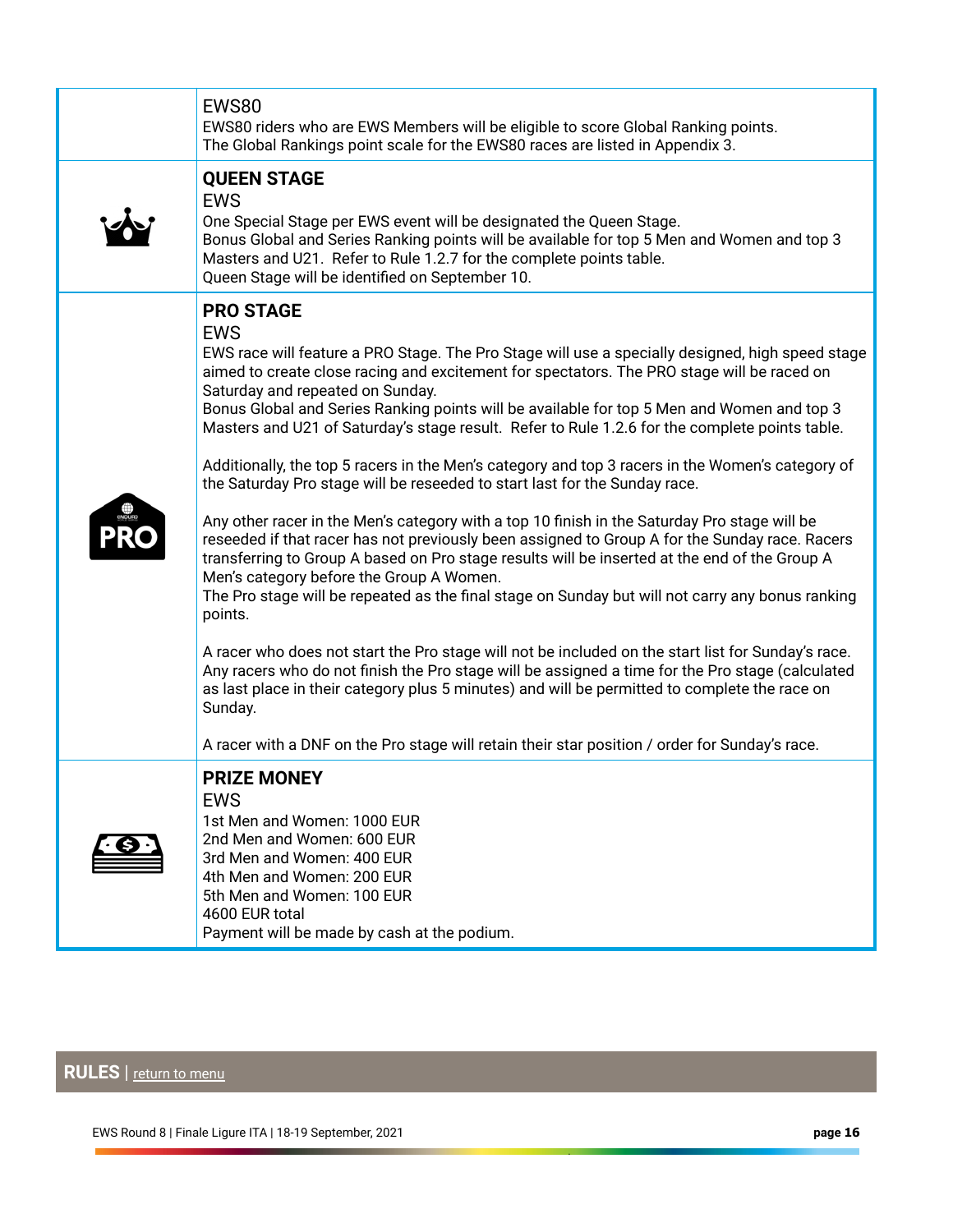### EWS80

EWS80 riders who are EWS Members will be eligible to score Global Ranking points.
The Global Rankings point scale for the EWS80 races are listed in Appendix 3.

### QUEEN STAGE

EWS

One Special Stage per EWS event will be designated the Queen Stage.
Bonus Global and Series Ranking points will be available for top 5 Men and Women and top 3 Masters and U21. Refer to Rule 1.2.7 for the complete points table.
Queen Stage will be identified on September 10.

### PRO STAGE

EWS

EWS race will feature a PRO Stage. The Pro Stage will use a specially designed, high speed stage aimed to create close racing and excitement for spectators. The PRO stage will be raced on Saturday and repeated on Sunday.
Bonus Global and Series Ranking points will be available for top 5 Men and Women and top 3 Masters and U21 of Saturday's stage result. Refer to Rule 1.2.6 for the complete points table.

Additionally, the top 5 racers in the Men's category and top 3 racers in the Women's category of the Saturday Pro stage will be reseeded to start last for the Sunday race.

Any other racer in the Men's category with a top 10 finish in the Saturday Pro stage will be reseeded if that racer has not previously been assigned to Group A for the Sunday race. Racers transferring to Group A based on Pro stage results will be inserted at the end of the Group A Men's category before the Group A Women.
The Pro stage will be repeated as the final stage on Sunday but will not carry any bonus ranking points.

A racer who does not start the Pro stage will not be included on the start list for Sunday's race. Any racers who do not finish the Pro stage will be assigned a time for the Pro stage (calculated as last place in their category plus 5 minutes) and will be permitted to complete the race on Sunday.

A racer with a DNF on the Pro stage will retain their star position / order for Sunday's race.

### PRIZE MONEY

EWS

1st Men and Women: 1000 EUR
2nd Men and Women: 600 EUR
3rd Men and Women: 400 EUR
4th Men and Women: 200 EUR
5th Men and Women: 100 EUR
4600 EUR total
Payment will be made by cash at the podium.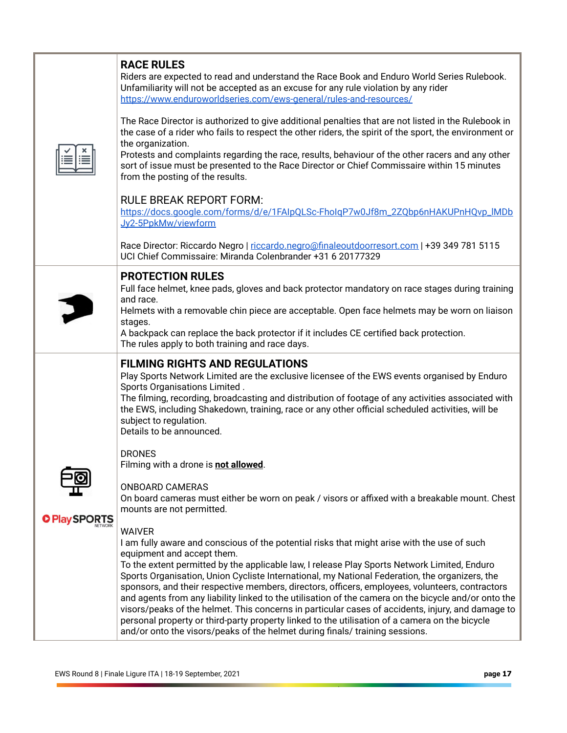## RACE RULES

Riders are expected to read and understand the Race Book and Enduro World Series Rulebook. Unfamiliarity will not be accepted as an excuse for any rule violation by any rider https://www.enduroworldseries.com/ews-general/rules-and-resources/

The Race Director is authorized to give additional penalties that are not listed in the Rulebook in the case of a rider who fails to respect the other riders, the spirit of the sport, the environment or the organization.
Protests and complaints regarding the race, results, behaviour of the other racers and any other sort of issue must be presented to the Race Director or Chief Commissaire within 15 minutes from the posting of the results.

RULE BREAK REPORT FORM:
https://docs.google.com/forms/d/e/1FAIpQLSc-FholqP7w0Jf8m_2ZQbp6nHAKUPnHQvp_lMDbJy2-5PpkMw/viewform

Race Director: Riccardo Negro | riccardo.negro@finaleoutdoorresort.com | +39 349 781 5115
UCI Chief Commissaire: Miranda Colenbrander +31 6 20177329

## PROTECTION RULES

Full face helmet, knee pads, gloves and back protector mandatory on race stages during training and race.
Helmets with a removable chin piece are acceptable. Open face helmets may be worn on liaison stages.
A backpack can replace the back protector if it includes CE certified back protection.
The rules apply to both training and race days.

## FILMING RIGHTS AND REGULATIONS

Play Sports Network Limited are the exclusive licensee of the EWS events organised by Enduro Sports Organisations Limited .
The filming, recording, broadcasting and distribution of footage of any activities associated with the EWS, including Shakedown, training, race or any other official scheduled activities, will be subject to regulation.
Details to be announced.

DRONES
Filming with a drone is **not allowed**.

ONBOARD CAMERAS
On board cameras must either be worn on peak / visors or affixed with a breakable mount. Chest mounts are not permitted.

WAIVER
I am fully aware and conscious of the potential risks that might arise with the use of such equipment and accept them.
To the extent permitted by the applicable law, I release Play Sports Network Limited, Enduro Sports Organisation, Union Cycliste International, my National Federation, the organizers, the sponsors, and their respective members, directors, officers, employees, volunteers, contractors and agents from any liability linked to the utilisation of the camera on the bicycle and/or onto the visors/peaks of the helmet. This concerns in particular cases of accidents, injury, and damage to personal property or third-party property linked to the utilisation of a camera on the bicycle and/or onto the visors/peaks of the helmet during finals/ training sessions.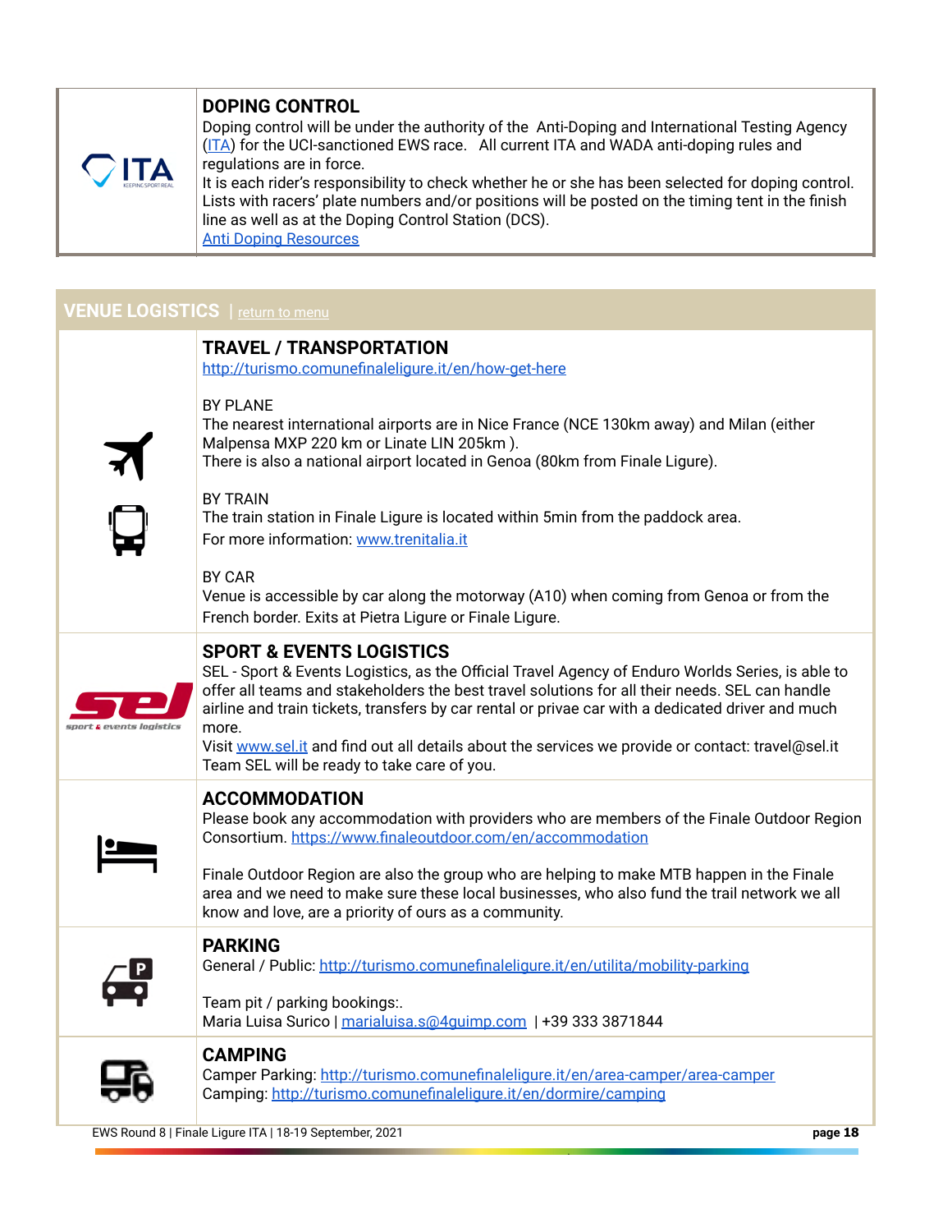## DOPING CONTROL

Doping control will be under the authority of the Anti-Doping and International Testing Agency (ITA) for the UCI-sanctioned EWS race. All current ITA and WADA anti-doping rules and regulations are in force.

It is each rider's responsibility to check whether he or she has been selected for doping control. Lists with racers' plate numbers and/or positions will be posted on the timing tent in the finish line as well as at the Doping Control Station (DCS).

Anti Doping Resources

# VENUE LOGISTICS | return to menu

## TRAVEL / TRANSPORTATION

http://turismo.comunefinaleligure.it/en/how-get-here

BY PLANE
The nearest international airports are in Nice France (NCE 130km away) and Milan (either Malpensa MXP 220 km or Linate LIN 205km ).
There is also a national airport located in Genoa (80km from Finale Ligure).

BY TRAIN
The train station in Finale Ligure is located within 5min from the paddock area.
For more information: www.trenitalia.it

BY CAR
Venue is accessible by car along the motorway (A10) when coming from Genoa or from the French border. Exits at Pietra Ligure or Finale Ligure.

## SPORT & EVENTS LOGISTICS

SEL - Sport & Events Logistics, as the Official Travel Agency of Enduro Worlds Series, is able to offer all teams and stakeholders the best travel solutions for all their needs. SEL can handle airline and train tickets, transfers by car rental or privae car with a dedicated driver and much more.
Visit www.sel.it and find out all details about the services we provide or contact: travel@sel.it
Team SEL will be ready to take care of you.

## ACCOMMODATION

Please book any accommodation with providers who are members of the Finale Outdoor Region Consortium. https://www.finaleoutdoor.com/en/accommodation

Finale Outdoor Region are also the group who are helping to make MTB happen in the Finale area and we need to make sure these local businesses, who also fund the trail network we all know and love, are a priority of ours as a community.

## PARKING

General / Public: http://turismo.comunefinaleligure.it/en/utilita/mobility-parking

Team pit / parking bookings:.
Maria Luisa Surico | marialuisa.s@4guimp.com | +39 333 3871844

## CAMPING

Camper Parking: http://turismo.comunefinaleligure.it/en/area-camper/area-camper
Camping: http://turismo.comunefinaleligure.it/en/dormire/camping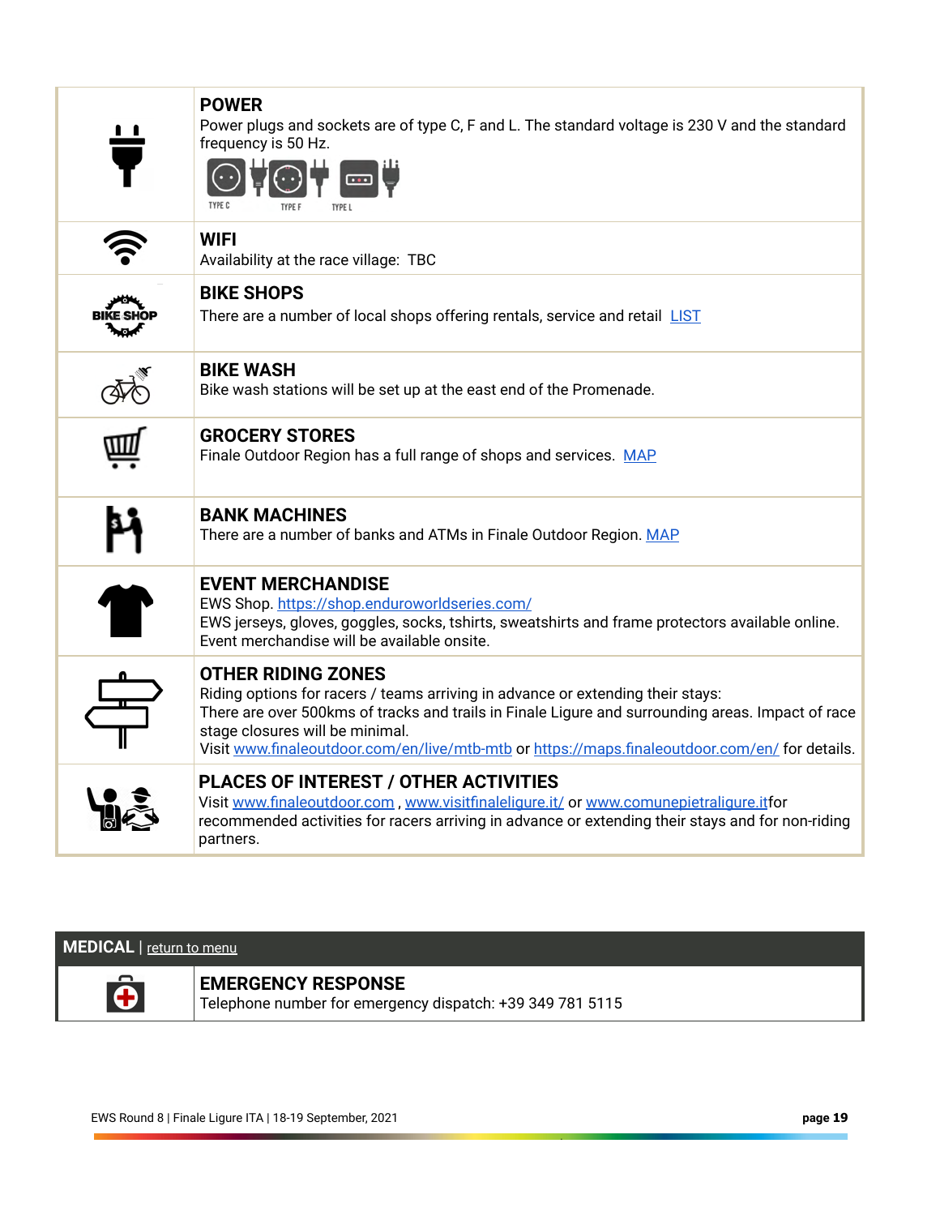| | |
|---|---|
| | **POWER**<br>Power plugs and sockets are of type C, F and L. The standard voltage is 230 V and the standard frequency is 50 Hz.<br>TYPE C TYPE F TYPE L |
| | **WIFI**<br>Availability at the race village: TBC |
| BIKE SHOP | **BIKE SHOPS**<br>There are a number of local shops offering rentals, service and retail LIST |
| | **BIKE WASH**<br>Bike wash stations will be set up at the east end of the Promenade. |
| | **GROCERY STORES**<br>Finale Outdoor Region has a full range of shops and services. MAP |
| | **BANK MACHINES**<br>There are a number of banks and ATMs in Finale Outdoor Region. MAP |
| | **EVENT MERCHANDISE**<br>EWS Shop. https://shop.enduroworldseries.com/<br>EWS jerseys, gloves, goggles, socks, tshirts, sweatshirts and frame protectors available online. Event merchandise will be available onsite. |
| | **OTHER RIDING ZONES**<br>Riding options for racers / teams arriving in advance or extending their stays:<br>There are over 500kms of tracks and trails in Finale Ligure and surrounding areas. Impact of race stage closures will be minimal.<br>Visit www.finaleoutdoor.com/en/live/mtb-mtb or https://maps.finaleoutdoor.com/en/ for details. |
| | **PLACES OF INTEREST / OTHER ACTIVITIES**<br>Visit www.finaleoutdoor.com , www.visitfinaleligure.it/ or www.comunepietraligure.itfor recommended activities for racers arriving in advance or extending their stays and for non-riding partners. |

## MEDICAL | return to menu

| | |
|---|---|
| | **EMERGENCY RESPONSE**<br>Telephone number for emergency dispatch: +39 349 781 5115 |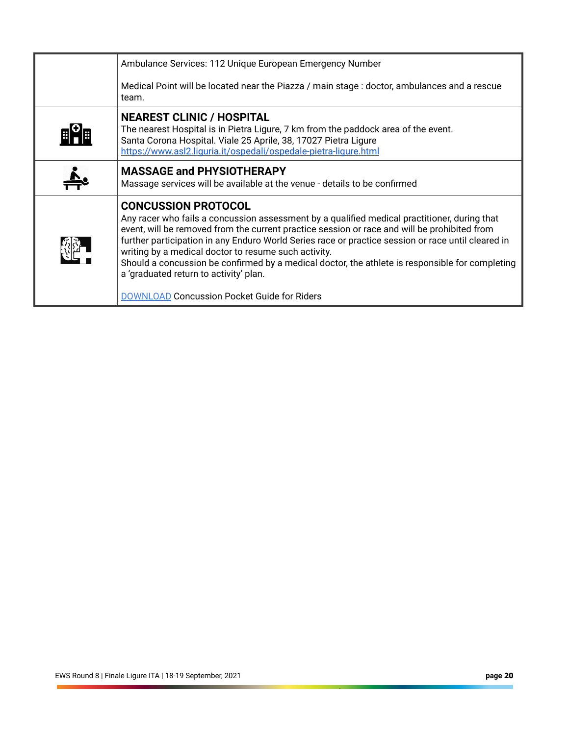| | |
|---|---|
| | Ambulance Services: 112 Unique European Emergency Number<br><br>Medical Point will be located near the Piazza / main stage : doctor, ambulances and a rescue team. |
| | **NEAREST CLINIC / HOSPITAL**<br>The nearest Hospital is in Pietra Ligure, 7 km from the paddock area of the event.<br>Santa Corona Hospital. Viale 25 Aprile, 38, 17027 Pietra Ligure<br>https://www.asl2.liguria.it/ospedali/ospedale-pietra-ligure.html |
| | **MASSAGE and PHYSIOTHERAPY**<br>Massage services will be available at the venue - details to be confirmed |
| | **CONCUSSION PROTOCOL**<br>Any racer who fails a concussion assessment by a qualified medical practitioner, during that event, will be removed from the current practice session or race and will be prohibited from further participation in any Enduro World Series race or practice session or race until cleared in writing by a medical doctor to resume such activity.<br>Should a concussion be confirmed by a medical doctor, the athlete is responsible for completing a 'graduated return to activity' plan.<br><br>DOWNLOAD Concussion Pocket Guide for Riders |